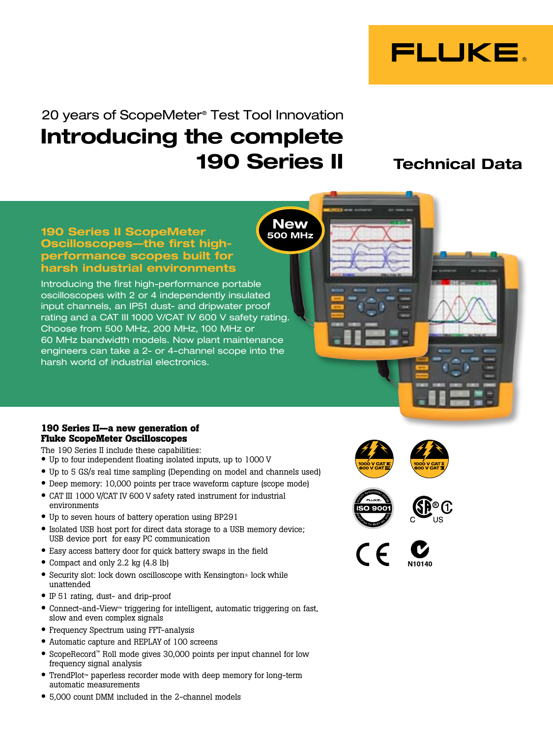FLUKE®

20 years of ScopeMeter® Test Tool Innovation

# Introducing the complete 190 Series II

## Technical Data

New 500 MHz

### 190 Series II ScopeMeter Oscilloscopes—the first high-performance scopes built for harsh industrial environments

Introducing the first high-performance portable oscilloscopes with 2 or 4 independently insulated input channels, an IP51 dust- and dripwater proof rating and a CAT III 1000 V/CAT IV 600 V safety rating. Choose from 500 MHz, 200 MHz, 100 MHz or 60 MHz bandwidth models. Now plant maintenance engineers can take a 2- or 4-channel scope into the harsh world of industrial electronics.

### 190 Series II—a new generation of Fluke ScopeMeter Oscilloscopes

The 190 Series II include these capabilities:

- Up to four independent floating isolated inputs, up to 1000 V
- Up to 5 GS/s real time sampling (Depending on model and channels used)
- Deep memory: 10,000 points per trace waveform capture (scope mode)
- CAT III 1000 V/CAT IV 600 V safety rated instrument for industrial environments
- Up to seven hours of battery operation using BP291
- Isolated USB host port for direct data storage to a USB memory device; USB device port for easy PC communication
- Easy access battery door for quick battery swaps in the field
- Compact and only 2.2 kg (4.8 lb)
- Security slot: lock down oscilloscope with Kensington® lock while unattended
- IP 51 rating, dust- and drip-proof
- Connect-and-View™ triggering for intelligent, automatic triggering on fast, slow and even complex signals
- Frequency Spectrum using FFT-analysis
- Automatic capture and REPLAY of 100 screens
- ScopeRecord™ Roll mode gives 30,000 points per input channel for low frequency signal analysis
- TrendPlot™ paperless recorder mode with deep memory for long-term automatic measurements
- 5,000 count DMM included in the 2-channel models

1000 V CAT III 600 V CAT IV

1000 V CAT II 600 V CAT III

ISO 9001

N10140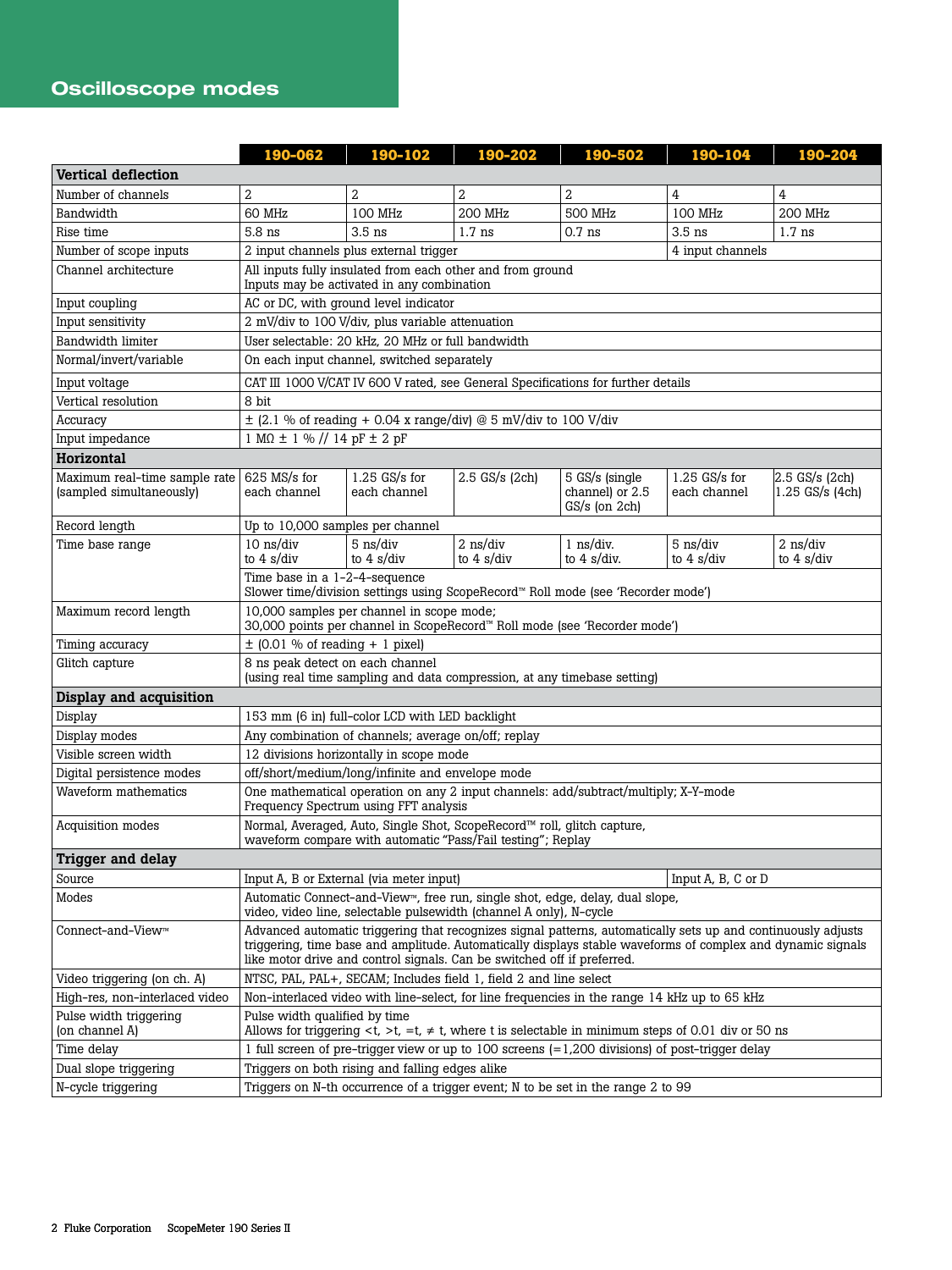## Oscilloscope modes

| | 190-062 | 190-102 | 190-202 | 190-502 | 190-104 | 190-204 |
|---|---|---|---|---|---|---|
| **Vertical deflection** | | | | | | |
| Number of channels | 2 | 2 | 2 | 2 | 4 | 4 |
| Bandwidth | 60 MHz | 100 MHz | 200 MHz | 500 MHz | 100 MHz | 200 MHz |
| Rise time | 5.8 ns | 3.5 ns | 1.7 ns | 0.7 ns | 3.5 ns | 1.7 ns |
| Number of scope inputs | 2 input channels plus external trigger | | | | 4 input channels | |
| Channel architecture | All inputs fully insulated from each other and from ground<br>Inputs may be activated in any combination | | | | | |
| Input coupling | AC or DC, with ground level indicator | | | | | |
| Input sensitivity | 2 mV/div to 100 V/div, plus variable attenuation | | | | | |
| Bandwidth limiter | User selectable: 20 kHz, 20 MHz or full bandwidth | | | | | |
| Normal/invert/variable | On each input channel, switched separately | | | | | |
| Input voltage | CAT III 1000 V/CAT IV 600 V rated, see General Specifications for further details | | | | | |
| Vertical resolution | 8 bit | | | | | |
| Accuracy | ± (2.1 % of reading + 0.04 x range/div) @ 5 mV/div to 100 V/div | | | | | |
| Input impedance | 1 MΩ ± 1 % // 14 pF ± 2 pF | | | | | |
| **Horizontal** | | | | | | |
| Maximum real-time sample rate (sampled simultaneously) | 625 MS/s for each channel | 1.25 GS/s for each channel | 2.5 GS/s (2ch) | 5 GS/s (single channel) or 2.5 GS/s (on 2ch) | 1.25 GS/s for each channel | 2.5 GS/s (2ch)<br>1.25 GS/s (4ch) |
| Record length | Up to 10,000 samples per channel | | | | | |
| Time base range | 10 ns/div<br>to 4 s/div | 5 ns/div<br>to 4 s/div | 2 ns/div<br>to 4 s/div | 1 ns/div.<br>to 4 s/div. | 5 ns/div<br>to 4 s/div | 2 ns/div<br>to 4 s/div |
| | Time base in a 1-2-4-sequence<br>Slower time/division settings using ScopeRecord™ Roll mode (see 'Recorder mode') | | | | | |
| Maximum record length | 10,000 samples per channel in scope mode;<br>30,000 points per channel in ScopeRecord™ Roll mode (see 'Recorder mode') | | | | | |
| Timing accuracy | ± (0.01 % of reading + 1 pixel) | | | | | |
| Glitch capture | 8 ns peak detect on each channel<br>(using real time sampling and data compression, at any timebase setting) | | | | | |
| **Display and acquisition** | | | | | | |
| Display | 153 mm (6 in) full-color LCD with LED backlight | | | | | |
| Display modes | Any combination of channels; average on/off; replay | | | | | |
| Visible screen width | 12 divisions horizontally in scope mode | | | | | |
| Digital persistence modes | off/short/medium/long/infinite and envelope mode | | | | | |
| Waveform mathematics | One mathematical operation on any 2 input channels: add/subtract/multiply; X-Y-mode<br>Frequency Spectrum using FFT analysis | | | | | |
| Acquisition modes | Normal, Averaged, Auto, Single Shot, ScopeRecord™ roll, glitch capture,<br>waveform compare with automatic "Pass/Fail testing"; Replay | | | | | |
| **Trigger and delay** | | | | | | |
| Source | Input A, B or External (via meter input) | | | | Input A, B, C or D | |
| Modes | Automatic Connect-and-View™, free run, single shot, edge, delay, dual slope,<br>video, video line, selectable pulsewidth (channel A only), N-cycle | | | | | |
| Connect-and-View™ | Advanced automatic triggering that recognizes signal patterns, automatically sets up and continuously adjusts triggering, time base and amplitude. Automatically displays stable waveforms of complex and dynamic signals like motor drive and control signals. Can be switched off if preferred. | | | | | |
| Video triggering (on ch. A) | NTSC, PAL, PAL+, SECAM; Includes field 1, field 2 and line select | | | | | |
| High-res, non-interlaced video | Non-interlaced video with line-select, for line frequencies in the range 14 kHz up to 65 kHz | | | | | |
| Pulse width triggering (on channel A) | Pulse width qualified by time<br>Allows for triggering <t, >t, =t, ≠ t, where t is selectable in minimum steps of 0.01 div or 50 ns | | | | | |
| Time delay | 1 full screen of pre-trigger view or up to 100 screens (=1,200 divisions) of post-trigger delay | | | | | |
| Dual slope triggering | Triggers on both rising and falling edges alike | | | | | |
| N-cycle triggering | Triggers on N-th occurrence of a trigger event; N to be set in the range 2 to 99 | | | | | |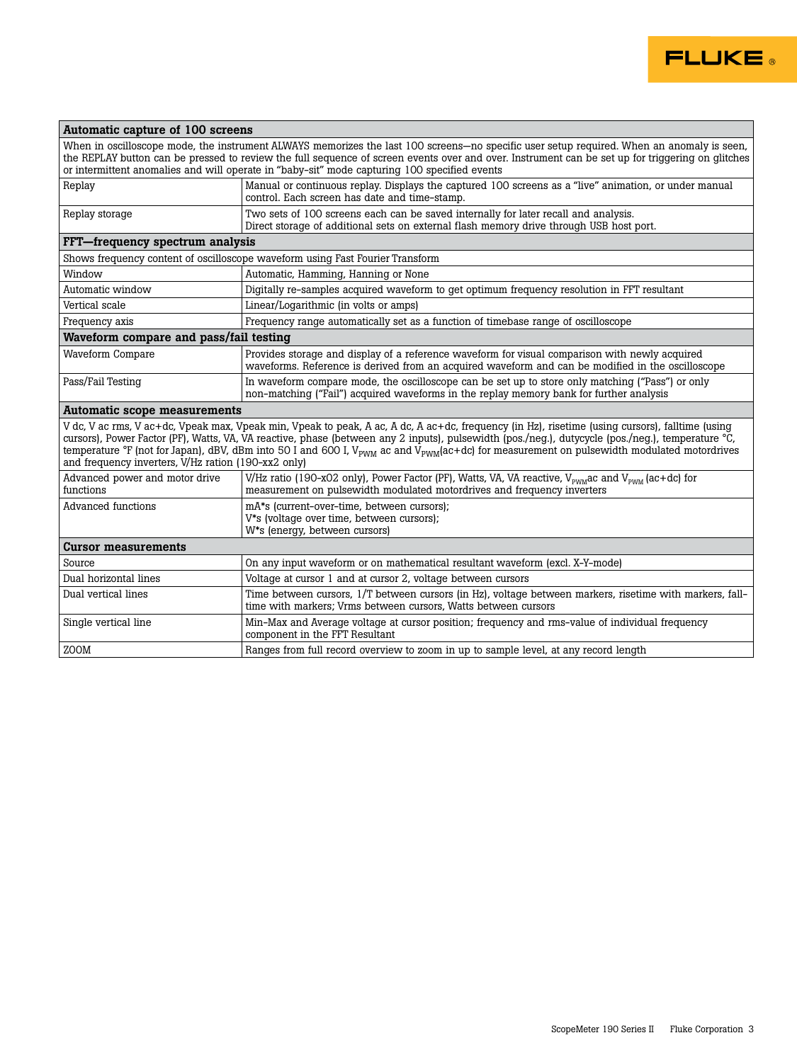| Automatic capture of 100 screens | |
|---|---|
| When in oscilloscope mode, the instrument ALWAYS memorizes the last 100 screens—no specific user setup required. When an anomaly is seen, the REPLAY button can be pressed to review the full sequence of screen events over and over. Instrument can be set up for triggering on glitches or intermittent anomalies and will operate in "baby-sit" mode capturing 100 specified events | |
| Replay | Manual or continuous replay. Displays the captured 100 screens as a "live" animation, or under manual control. Each screen has date and time-stamp. |
| Replay storage | Two sets of 100 screens each can be saved internally for later recall and analysis. Direct storage of additional sets on external flash memory drive through USB host port. |
| **FFT—frequency spectrum analysis** | |
| Shows frequency content of oscilloscope waveform using Fast Fourier Transform | |
| Window | Automatic, Hamming, Hanning or None |
| Automatic window | Digitally re-samples acquired waveform to get optimum frequency resolution in FFT resultant |
| Vertical scale | Linear/Logarithmic (in volts or amps) |
| Frequency axis | Frequency range automatically set as a function of timebase range of oscilloscope |
| **Waveform compare and pass/fail testing** | |
| Waveform Compare | Provides storage and display of a reference waveform for visual comparison with newly acquired waveforms. Reference is derived from an acquired waveform and can be modified in the oscilloscope |
| Pass/Fail Testing | In waveform compare mode, the oscilloscope can be set up to store only matching ("Pass") or only non-matching ("Fail") acquired waveforms in the replay memory bank for further analysis |
| **Automatic scope measurements** | |
| V dc, V ac rms, V ac+dc, Vpeak max, Vpeak min, Vpeak to peak, A ac, A dc, A ac+dc, frequency (in Hz), risetime (using cursors), falltime (using cursors), Power Factor (PF), Watts, VA, VA reactive, phase (between any 2 inputs), pulsewidth (pos./neg.), dutycycle (pos./neg.), temperature °C, temperature °F (not for Japan), dBV, dBm into 50 I and 600 I, $V_{PWM}$ ac and $V_{PWM}$(ac+dc) for measurement on pulsewidth modulated motordrives and frequency inverters, V/Hz ration (190-xx2 only) | |
| Advanced power and motor drive functions | V/Hz ratio (190-x02 only), Power Factor (PF), Watts, VA, VA reactive, $V_{PWM}$ac and $V_{PWM}$ (ac+dc) for measurement on pulsewidth modulated motordrives and frequency inverters |
| Advanced functions | mA*s (current-over-time, between cursors);<br>V*s (voltage over time, between cursors);<br>W*s (energy, between cursors) |
| **Cursor measurements** | |
| Source | On any input waveform or on mathematical resultant waveform (excl. X-Y-mode) |
| Dual horizontal lines | Voltage at cursor 1 and at cursor 2, voltage between cursors |
| Dual vertical lines | Time between cursors, 1/T between cursors (in Hz), voltage between markers, risetime with markers, fall-time with markers; Vrms between cursors, Watts between cursors |
| Single vertical line | Min-Max and Average voltage at cursor position; frequency and rms-value of individual frequency component in the FFT Resultant |
| ZOOM | Ranges from full record overview to zoom in up to sample level, at any record length |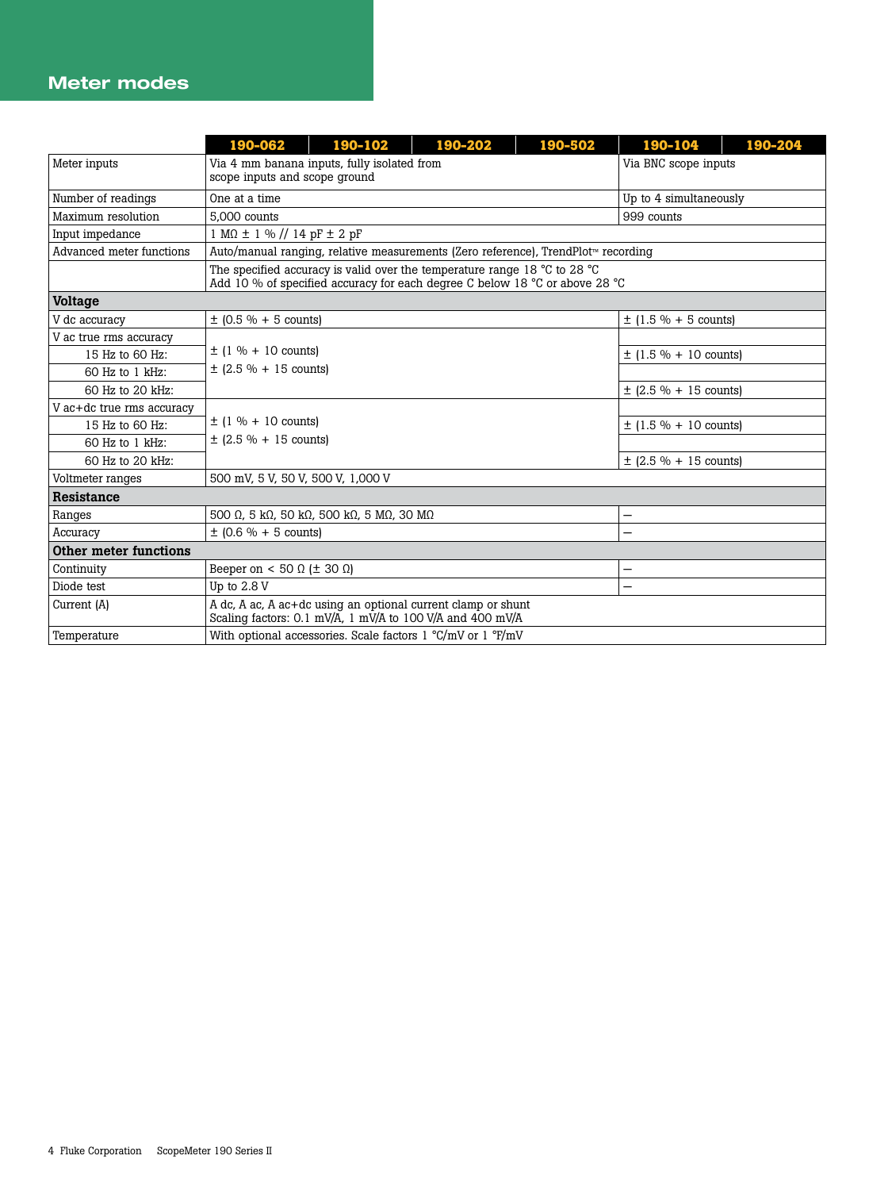## Meter modes

| | 190-062 | 190-102 | 190-202 | 190-502 | 190-104 | 190-204 |
|---|---|---|---|---|---|---|
| Meter inputs | Via 4 mm banana inputs, fully isolated from scope inputs and scope ground | | | | Via BNC scope inputs | |
| Number of readings | One at a time | | | | Up to 4 simultaneously | |
| Maximum resolution | 5,000 counts | | | | 999 counts | |
| Input impedance | 1 MΩ ± 1 % // 14 pF ± 2 pF | | | | | |
| Advanced meter functions | Auto/manual ranging, relative measurements (Zero reference), TrendPlot™ recording | | | | | |
| | The specified accuracy is valid over the temperature range 18 °C to 28 °C<br>Add 10 % of specified accuracy for each degree C below 18 °C or above 28 °C | | | | | |
| **Voltage** | | | | | | |
| V dc accuracy | ± (0.5 % + 5 counts) | | | | ± (1.5 % + 5 counts) | |
| V ac true rms accuracy | | | | | | |
| 15 Hz to 60 Hz: | ± (1 % + 10 counts) | | | | ± (1.5 % + 10 counts) | |
| 60 Hz to 1 kHz: | ± (2.5 % + 15 counts) | | | | | |
| 60 Hz to 20 kHz: | | | | | ± (2.5 % + 15 counts) | |
| V ac+dc true rms accuracy | | | | | | |
| 15 Hz to 60 Hz: | ± (1 % + 10 counts) | | | | ± (1.5 % + 10 counts) | |
| 60 Hz to 1 kHz: | ± (2.5 % + 15 counts) | | | | | |
| 60 Hz to 20 kHz: | | | | | ± (2.5 % + 15 counts) | |
| Voltmeter ranges | 500 mV, 5 V, 50 V, 500 V, 1,000 V | | | | | |
| **Resistance** | | | | | | |
| Ranges | 500 Ω, 5 kΩ, 50 kΩ, 500 kΩ, 5 MΩ, 30 MΩ | | | | – | |
| Accuracy | ± (0.6 % + 5 counts) | | | | – | |
| **Other meter functions** | | | | | | |
| Continuity | Beeper on < 50 Ω (± 30 Ω) | | | | – | |
| Diode test | Up to 2.8 V | | | | – | |
| Current (A) | A dc, A ac, A ac+dc using an optional current clamp or shunt<br>Scaling factors: 0.1 mV/A, 1 mV/A to 100 V/A and 400 mV/A | | | | | |
| Temperature | With optional accessories. Scale factors 1 °C/mV or 1 °F/mV | | | | | |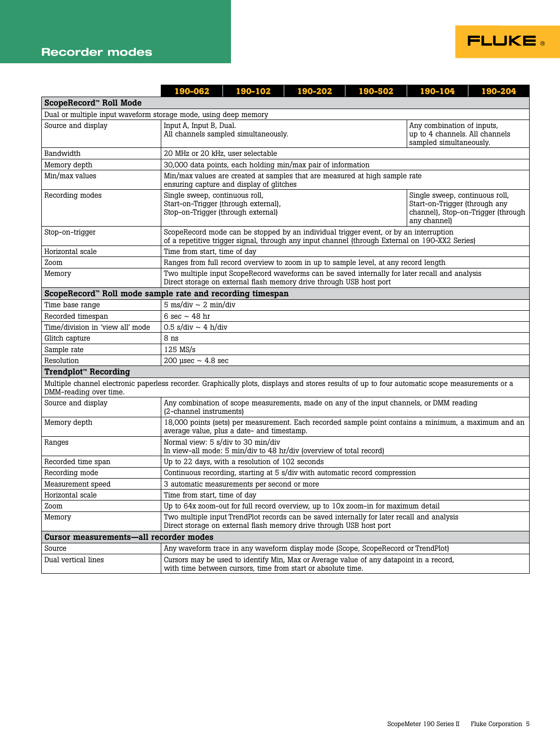## Recorder modes

| | 190-062 | 190-102 | 190-202 | 190-502 | 190-104 | 190-204 |
|---|---|---|---|---|---|---|
| **ScopeRecord™ Roll Mode** | | | | | | |
| Dual or multiple input waveform storage mode, using deep memory | | | | | | |
| Source and display | Input A, Input B, Dual. All channels sampled simultaneously. | | | | Any combination of inputs, up to 4 channels. All channels sampled simultaneously. | |
| Bandwidth | 20 MHz or 20 kHz, user selectable | | | | | |
| Memory depth | 30,000 data points, each holding min/max pair of information | | | | | |
| Min/max values | Min/max values are created at samples that are measured at high sample rate ensuring capture and display of glitches | | | | | |
| Recording modes | Single sweep, continuous roll, Start-on-Trigger (through external), Stop-on-Trigger (through external) | | | | Single sweep, continuous roll, Start-on-Trigger (through any channel), Stop-on-Trigger (through any channel) | |
| Stop-on-trigger | ScopeRecord mode can be stopped by an individual trigger event, or by an interruption of a repetitive trigger signal, through any input channel (through External on 190-XX2 Series) | | | | | |
| Horizontal scale | Time from start, time of day | | | | | |
| Zoom | Ranges from full record overview to zoom in up to sample level, at any record length | | | | | |
| Memory | Two multiple input ScopeRecord waveforms can be saved internally for later recall and analysis. Direct storage on external flash memory drive through USB host port | | | | | |
| **ScopeRecord™ Roll mode sample rate and recording timespan** | | | | | | |
| Time base range | 5 ms/div ~ 2 min/div | | | | | |
| Recorded timespan | 6 sec ~ 48 hr | | | | | |
| Time/division in 'view all' mode | 0.5 s/div ~ 4 h/div | | | | | |
| Glitch capture | 8 ns | | | | | |
| Sample rate | 125 MS/s | | | | | |
| Resolution | 200 µsec ~ 4.8 sec | | | | | |
| **Trendplot™ Recording** | | | | | | |
| Multiple channel electronic paperless recorder. Graphically plots, displays and stores results of up to four automatic scope measurements or a DMM-reading over time. | | | | | | |
| Source and display | Any combination of scope measurements, made on any of the input channels, or DMM reading (2-channel instruments) | | | | | |
| Memory depth | 18,000 points (sets) per measurement. Each recorded sample point contains a minimum, a maximum and an average value, plus a date- and timestamp. | | | | | |
| Ranges | Normal view: 5 s/div to 30 min/div. In view-all mode: 5 min/div to 48 hr/div (overview of total record) | | | | | |
| Recorded time span | Up to 22 days, with a resolution of 102 seconds | | | | | |
| Recording mode | Continuous recording, starting at 5 s/div with automatic record compression | | | | | |
| Measurement speed | 3 automatic measurements per second or more | | | | | |
| Horizontal scale | Time from start, time of day | | | | | |
| Zoom | Up to 64x zoom-out for full record overview, up to 10x zoom-in for maximum detail | | | | | |
| Memory | Two multiple input TrendPlot records can be saved internally for later recall and analysis. Direct storage on external flash memory drive through USB host port | | | | | |
| **Cursor measurements—all recorder modes** | | | | | | |
| Source | Any waveform trace in any waveform display mode (Scope, ScopeRecord or TrendPlot) | | | | | |
| Dual vertical lines | Cursors may be used to identify Min, Max or Average value of any datapoint in a record, with time between cursors, time from start or absolute time. | | | | | |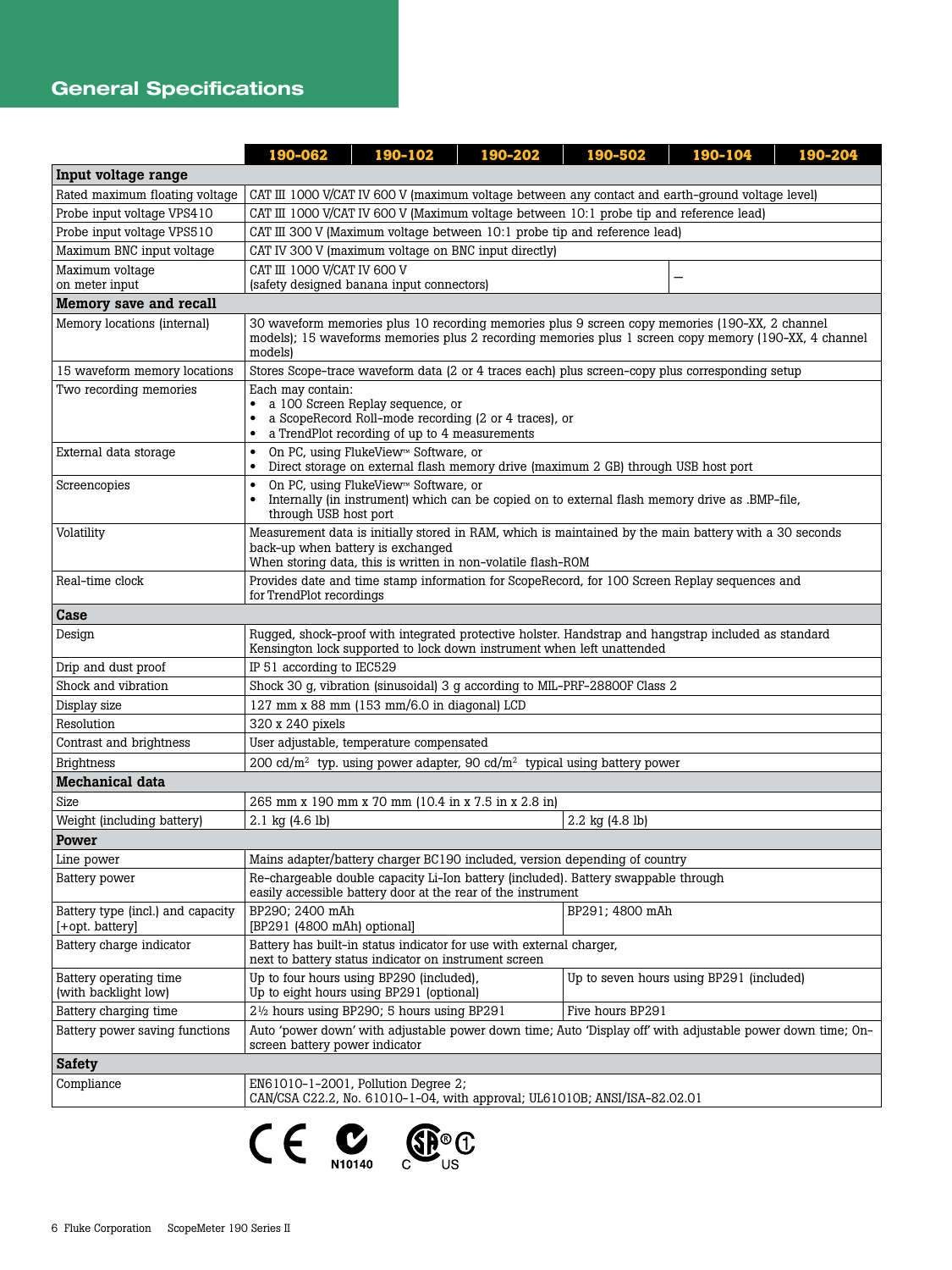## General Specifications

| | 190-062 | 190-102 | 190-202 | 190-502 | 190-104 | 190-204 |
|---|---|---|---|---|---|---|
| **Input voltage range** | | | | | | |
| Rated maximum floating voltage | CAT III 1000 V/CAT IV 600 V (maximum voltage between any contact and earth-ground voltage level) | | | | | |
| Probe input voltage VPS410 | CAT III 1000 V/CAT IV 600 V (Maximum voltage between 10:1 probe tip and reference lead) | | | | | |
| Probe input voltage VPS510 | CAT III 300 V (Maximum voltage between 10:1 probe tip and reference lead) | | | | | |
| Maximum BNC input voltage | CAT IV 300 V (maximum voltage on BNC input directly) | | | | | |
| Maximum voltage on meter input | CAT III 1000 V/CAT IV 600 V (safety designed banana input connectors) | | | | – | |
| **Memory save and recall** | | | | | | |
| Memory locations (internal) | 30 waveform memories plus 10 recording memories plus 9 screen copy memories (190-XX, 2 channel models); 15 waveforms memories plus 2 recording memories plus 1 screen copy memory (190-XX, 4 channel models) | | | | | |
| 15 waveform memory locations | Stores Scope-trace waveform data (2 or 4 traces each) plus screen-copy plus corresponding setup | | | | | |
| Two recording memories | Each may contain: <br>• a 100 Screen Replay sequence, or <br>• a ScopeRecord Roll-mode recording (2 or 4 traces), or <br>• a TrendPlot recording of up to 4 measurements | | | | | |
| External data storage | • On PC, using FlukeView™ Software, or <br>• Direct storage on external flash memory drive (maximum 2 GB) through USB host port | | | | | |
| Screencopies | • On PC, using FlukeView™ Software, or <br>• Internally (in instrument) which can be copied on to external flash memory drive as .BMP-file, through USB host port | | | | | |
| Volatility | Measurement data is initially stored in RAM, which is maintained by the main battery with a 30 seconds back-up when battery is exchanged <br>When storing data, this is written in non-volatile flash-ROM | | | | | |
| Real-time clock | Provides date and time stamp information for ScopeRecord, for 100 Screen Replay sequences and for TrendPlot recordings | | | | | |
| **Case** | | | | | | |
| Design | Rugged, shock-proof with integrated protective holster. Handstrap and hangstrap included as standard Kensington lock supported to lock down instrument when left unattended | | | | | |
| Drip and dust proof | IP 51 according to IEC529 | | | | | |
| Shock and vibration | Shock 30 g, vibration (sinusoidal) 3 g according to MIL-PRF-28800F Class 2 | | | | | |
| Display size | 127 mm x 88 mm (153 mm/6.0 in diagonal) LCD | | | | | |
| Resolution | 320 x 240 pixels | | | | | |
| Contrast and brightness | User adjustable, temperature compensated | | | | | |
| Brightness | 200 cd/m² typ. using power adapter, 90 cd/m² typical using battery power | | | | | |
| **Mechanical data** | | | | | | |
| Size | 265 mm x 190 mm x 70 mm (10.4 in x 7.5 in x 2.8 in) | | | | | |
| Weight (including battery) | 2.1 kg (4.6 lb) | | | 2.2 kg (4.8 lb) | | |
| **Power** | | | | | | |
| Line power | Mains adapter/battery charger BC190 included, version depending of country | | | | | |
| Battery power | Re-chargeable double capacity Li-Ion battery (included). Battery swappable through easily accessible battery door at the rear of the instrument | | | | | |
| Battery type (incl.) and capacity [+opt. battery] | BP290; 2400 mAh [BP291 (4800 mAh) optional] | | | BP291; 4800 mAh | | |
| Battery charge indicator | Battery has built-in status indicator for use with external charger, next to battery status indicator on instrument screen | | | | | |
| Battery operating time (with backlight low) | Up to four hours using BP290 (included), Up to eight hours using BP291 (optional) | | | Up to seven hours using BP291 (included) | | |
| Battery charging time | 2½ hours using BP290; 5 hours using BP291 | | | Five hours BP291 | | |
| Battery power saving functions | Auto 'power down' with adjustable power down time; Auto 'Display off' with adjustable power down time; On-screen battery power indicator | | | | | |
| **Safety** | | | | | | |
| Compliance | EN61010-1-2001, Pollution Degree 2; CAN/CSA C22.2, No. 61010-1-04, with approval; UL61010B; ANSI/ISA-82.02.01 | | | | | |

CE N10140 C US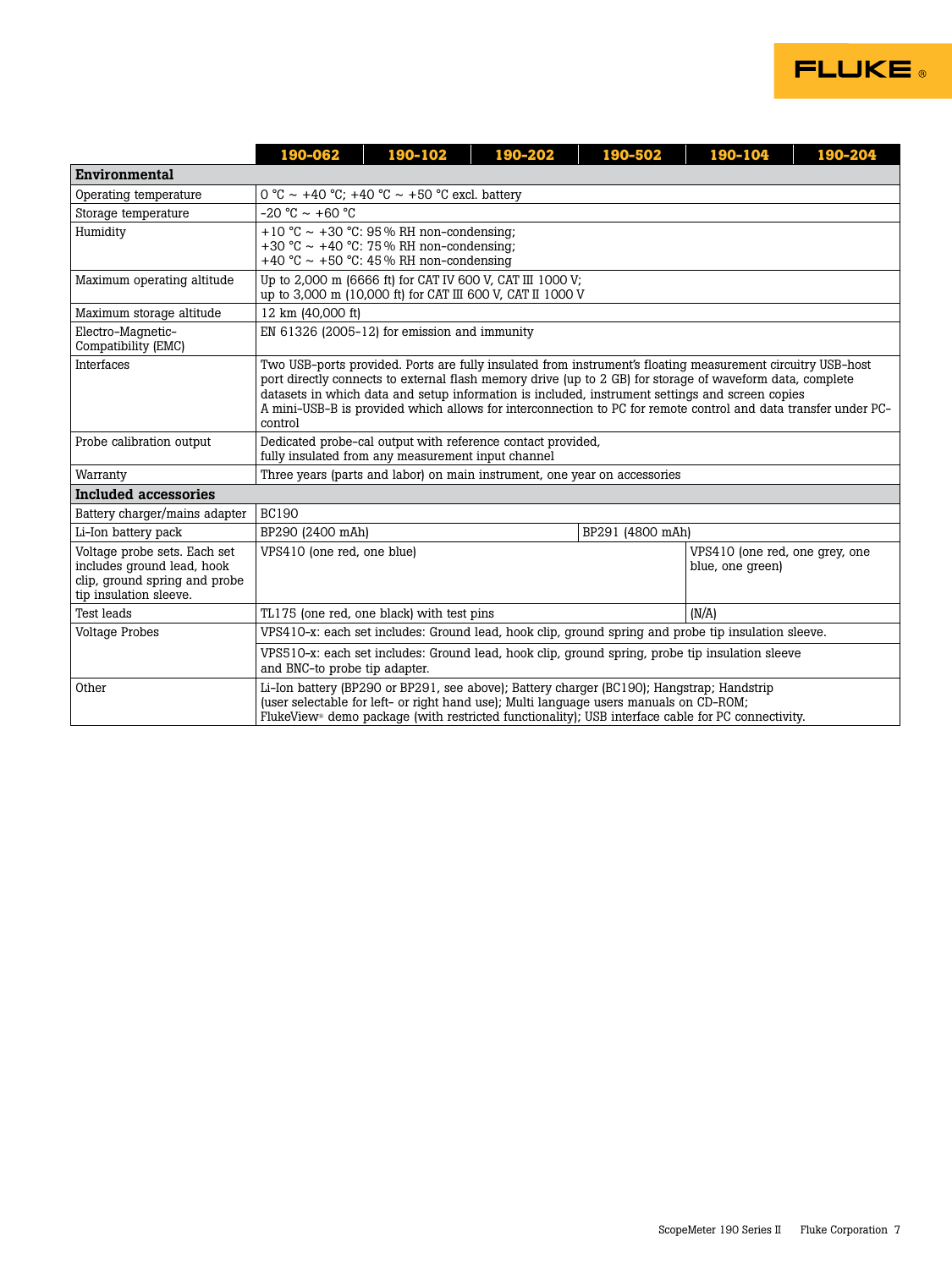| | 190-062 | 190-102 | 190-202 | 190-502 | 190-104 | 190-204 |
|---|---|---|---|---|---|---|
| **Environmental** | | | | | | |
| Operating temperature | 0 °C ~ +40 °C; +40 °C ~ +50 °C excl. battery | | | | | |
| Storage temperature | -20 °C ~ +60 °C | | | | | |
| Humidity | +10 °C ~ +30 °C: 95 % RH non-condensing;<br>+30 °C ~ +40 °C: 75 % RH non-condensing;<br>+40 °C ~ +50 °C: 45 % RH non-condensing | | | | | |
| Maximum operating altitude | Up to 2,000 m (6666 ft) for CAT IV 600 V, CAT III 1000 V;<br>up to 3,000 m (10,000 ft) for CAT III 600 V, CAT II 1000 V | | | | | |
| Maximum storage altitude | 12 km (40,000 ft) | | | | | |
| Electro-Magnetic-Compatibility (EMC) | EN 61326 (2005-12) for emission and immunity | | | | | |
| Interfaces | Two USB-ports provided. Ports are fully insulated from instrument's floating measurement circuitry USB-host port directly connects to external flash memory drive (up to 2 GB) for storage of waveform data, complete datasets in which data and setup information is included, instrument settings and screen copies<br>A mini-USB-B is provided which allows for interconnection to PC for remote control and data transfer under PC-control | | | | | |
| Probe calibration output | Dedicated probe-cal output with reference contact provided,<br>fully insulated from any measurement input channel | | | | | |
| Warranty | Three years (parts and labor) on main instrument, one year on accessories | | | | | |
| **Included accessories** | | | | | | |
| Battery charger/mains adapter | BC190 | | | | | |
| Li-Ion battery pack | BP290 (2400 mAh) | | | BP291 (4800 mAh) | | |
| Voltage probe sets. Each set includes ground lead, hook clip, ground spring and probe tip insulation sleeve. | VPS410 (one red, one blue) | | | | VPS410 (one red, one grey, one blue, one green) | |
| Test leads | TL175 (one red, one black) with test pins | | | | (N/A) | |
| Voltage Probes | VPS410-x: each set includes: Ground lead, hook clip, ground spring and probe tip insulation sleeve. | | | | | |
| | VPS510-x: each set includes: Ground lead, hook clip, ground spring, probe tip insulation sleeve and BNC-to probe tip adapter. | | | | | |
| Other | Li-Ion battery (BP290 or BP291, see above); Battery charger (BC190); Hangstrap; Handstrip (user selectable for left- or right hand use); Multi language users manuals on CD-ROM; FlukeView® demo package (with restricted functionality); USB interface cable for PC connectivity. | | | | | |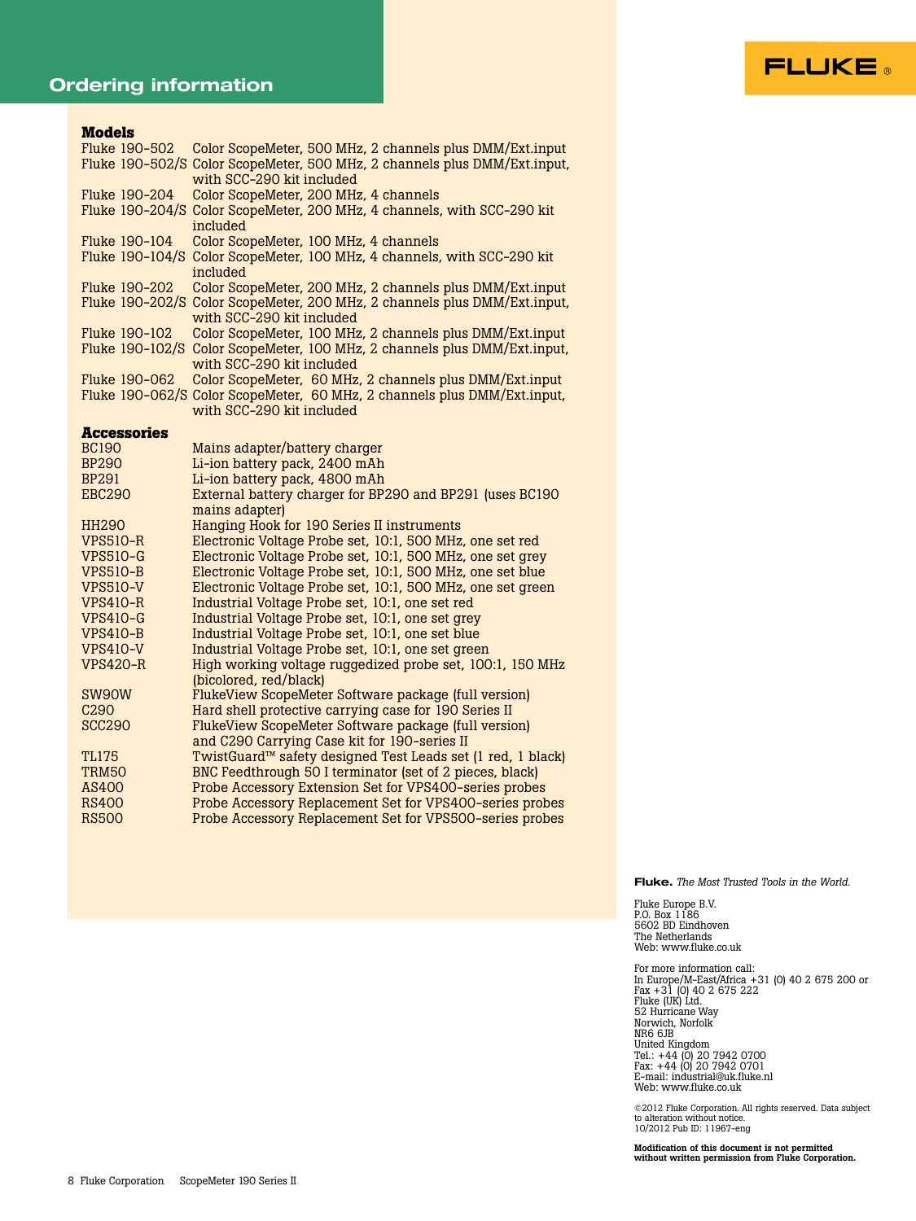## Ordering information

FLUKE®

### Models

| | |
|---|---|
| Fluke 190-502 | Color ScopeMeter, 500 MHz, 2 channels plus DMM/Ext.input |
| Fluke 190-502/S | Color ScopeMeter, 500 MHz, 2 channels plus DMM/Ext.input, with SCC-290 kit included |
| Fluke 190-204 | Color ScopeMeter, 200 MHz, 4 channels |
| Fluke 190-204/S | Color ScopeMeter, 200 MHz, 4 channels, with SCC-290 kit included |
| Fluke 190-104 | Color ScopeMeter, 100 MHz, 4 channels |
| Fluke 190-104/S | Color ScopeMeter, 100 MHz, 4 channels, with SCC-290 kit included |
| Fluke 190-202 | Color ScopeMeter, 200 MHz, 2 channels plus DMM/Ext.input |
| Fluke 190-202/S | Color ScopeMeter, 200 MHz, 2 channels plus DMM/Ext.input, with SCC-290 kit included |
| Fluke 190-102 | Color ScopeMeter, 100 MHz, 2 channels plus DMM/Ext.input |
| Fluke 190-102/S | Color ScopeMeter, 100 MHz, 2 channels plus DMM/Ext.input, with SCC-290 kit included |
| Fluke 190-062 | Color ScopeMeter, 60 MHz, 2 channels plus DMM/Ext.input |
| Fluke 190-062/S | Color ScopeMeter, 60 MHz, 2 channels plus DMM/Ext.input, with SCC-290 kit included |

### Accessories

| | |
|---|---|
| BC190 | Mains adapter/battery charger |
| BP290 | Li-ion battery pack, 2400 mAh |
| BP291 | Li-ion battery pack, 4800 mAh |
| EBC290 | External battery charger for BP290 and BP291 (uses BC190 mains adapter) |
| HH290 | Hanging Hook for 190 Series II instruments |
| VPS510-R | Electronic Voltage Probe set, 10:1, 500 MHz, one set red |
| VPS510-G | Electronic Voltage Probe set, 10:1, 500 MHz, one set grey |
| VPS510-B | Electronic Voltage Probe set, 10:1, 500 MHz, one set blue |
| VPS510-V | Electronic Voltage Probe set, 10:1, 500 MHz, one set green |
| VPS410-R | Industrial Voltage Probe set, 10:1, one set red |
| VPS410-G | Industrial Voltage Probe set, 10:1, one set grey |
| VPS410-B | Industrial Voltage Probe set, 10:1, one set blue |
| VPS410-V | Industrial Voltage Probe set, 10:1, one set green |
| VPS420-R | High working voltage ruggedized probe set, 100:1, 150 MHz (bicolored, red/black) |
| SW90W | FlukeView ScopeMeter Software package (full version) |
| C290 | Hard shell protective carrying case for 190 Series II |
| SCC290 | FlukeView ScopeMeter Software package (full version) and C290 Carrying Case kit for 190-series II |
| TL175 | TwistGuard™ safety designed Test Leads set (1 red, 1 black) |
| TRM50 | BNC Feedthrough 50 I terminator (set of 2 pieces, black) |
| AS400 | Probe Accessory Extension Set for VPS400-series probes |
| RS400 | Probe Accessory Replacement Set for VPS400-series probes |
| RS500 | Probe Accessory Replacement Set for VPS500-series probes |

**Fluke.** *The Most Trusted Tools in the World.*

Fluke Europe B.V.
P.O. Box 1186
5602 BD Eindhoven
The Netherlands
Web: www.fluke.co.uk

For more information call:
In Europe/M-East/Africa +31 (0) 40 2 675 200 or
Fax +31 (0) 40 2 675 222
Fluke (UK) Ltd.
52 Hurricane Way
Norwich, Norfolk
NR6 6JB
United Kingdom
Tel.: +44 (0) 20 7942 0700
Fax: +44 (0) 20 7942 0701
E-mail: industrial@uk.fluke.nl
Web: www.fluke.co.uk

©2012 Fluke Corporation. All rights reserved. Data subject to alteration without notice.
10/2012 Pub ID: 11967-eng

**Modification of this document is not permitted without written permission from Fluke Corporation.**